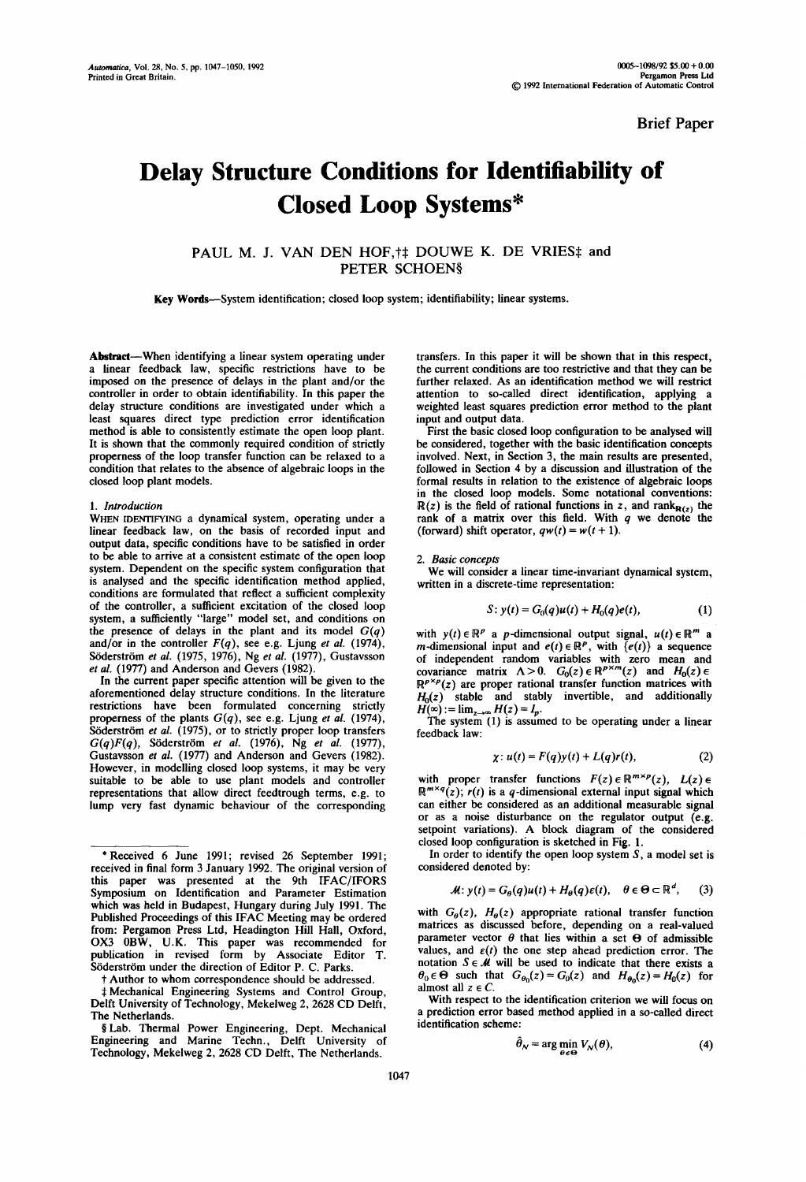Brief Paper

# Delay Structure Conditions for Identifiability of Closed Loop Systems*

PAUL M. J. VAN DEN HOF,†‡ DOUWE K. DE VRIES‡ and PETER SCHOEN§

**Key Words**—System identification; closed loop system; identifiability; linear systems.

**Abstract**—When identifying a linear system operating under a linear feedback law, specific restrictions have to be imposed on the presence of delays in the plant and/or the controller in order to obtain identifiability. In this paper the delay structure conditions are investigated under which a least squares direct type prediction error identification method is able to consistently estimate the open loop plant. It is shown that the commonly required condition of strictly properness of the loop transfer function can be relaxed to a condition that relates to the absence of algebraic loops in the closed loop plant models.

## 1. *Introduction*

WHEN IDENTIFYING a dynamical system, operating under a linear feedback law, on the basis of recorded input and output data, specific conditions have to be satisfied in order to be able to arrive at a consistent estimate of the open loop system. Dependent on the specific system configuration that is analysed and the specific identification method applied, conditions are formulated that reflect a sufficient complexity of the controller, a sufficient excitation of the closed loop system, a sufficiently "large" model set, and conditions on the presence of delays in the plant and its model $G(q)$ and/or in the controller $F(q)$, see e.g. Ljung *et al.* (1974), Söderström *et al.* (1975, 1976), Ng *et al.* (1977), Gustavsson *et al.* (1977) and Anderson and Gevers (1982).

In the current paper specific attention will be given to the aforementioned delay structure conditions. In the literature restrictions have been formulated concerning strictly properness of the plants $G(q)$, see e.g. Ljung *et al.* (1974), Söderström *et al.* (1975), or to strictly proper loop transfers $G(q)F(q)$, Söderström *et al.* (1976), Ng *et al.* (1977), Gustavsson *et al.* (1977) and Anderson and Gevers (1982). However, in modelling closed loop systems, it may be very suitable to be able to use plant models and controller representations that allow direct feedtrough terms, e.g. to lump very fast dynamic behaviour of the corresponding transfers. In this paper it will be shown that in this respect, the current conditions are too restrictive and that they can be further relaxed. As an identification method we will restrict attention to so-called direct identification, applying a weighted least squares prediction error method to the plant input and output data.

First the basic closed loop configuration to be analysed will be considered, together with the basic identification concepts involved. Next, in Section 3, the main results are presented, followed in Section 4 by a discussion and illustration of the formal results in relation to the existence of algebraic loops in the closed loop models. Some notational conventions: $\mathbb{R}(z)$ is the field of rational functions in $z$, and $\text{rank}_{\mathbb{R}(z)}$ the rank of a matrix over this field. With $q$ we denote the (forward) shift operator, $qw(t) = w(t+1)$.

## 2. *Basic concepts*

We will consider a linear time-invariant dynamical system, written in a discrete-time representation:

$$S: y(t) = G_0(q)u(t) + H_0(q)e(t), \tag{1}$$

with $y(t) \in \mathbb{R}^p$ a $p$-dimensional output signal, $u(t) \in \mathbb{R}^m$ a $m$-dimensional input and $e(t) \in \mathbb{R}^p$, with $\{e(t)\}$ a sequence of independent random variables with zero mean and covariance matrix $\Lambda > 0$. $G_0(z) \in \mathbb{R}^{p \times m}(z)$ and $H_0(z) \in \mathbb{R}^{p \times p}(z)$ are proper rational transfer function matrices with $H_0(z)$ stable and stably invertible, and additionally $H(\infty) := \lim_{z\to\infty} H(z) = I_p$.

The system (1) is assumed to be operating under a linear feedback law:

$$\chi: u(t) = F(q)y(t) + L(q)r(t), \tag{2}$$

with proper transfer functions $F(z) \in \mathbb{R}^{m \times p}(z)$, $L(z) \in \mathbb{R}^{m \times q}(z)$; $r(t)$ is a $q$-dimensional external input signal which can either be considered as an additional measurable signal or as a noise disturbance on the regulator output (e.g. setpoint variations). A block diagram of the considered closed loop configuration is sketched in Fig. 1.

In order to identify the open loop system $S$, a model set is considered denoted by:

$$\mathcal{M}: y(t) = G_\theta(q)u(t) + H_\theta(q)\varepsilon(t), \quad \theta \in \Theta \subset \mathbb{R}^d, \tag{3}$$

with $G_\theta(z)$, $H_\theta(z)$ appropriate rational transfer function matrices as discussed before, depending on a real-valued parameter vector $\theta$ that lies within a set $\Theta$ of admissible values, and $\varepsilon(t)$ the one step ahead prediction error. The notation $S \in \mathcal{M}$ will be used to indicate that there exists a $\theta_0 \in \Theta$ such that $G_{\theta_0}(z) = G_0(z)$ and $H_{\theta_0}(z) = H_0(z)$ for almost all $z \in \mathbb{C}$.

With respect to the identification criterion we will focus on a prediction error based method applied in a so-called direct identification scheme:

$$\hat{\theta}_N = \arg\min_{\theta\in\Theta} V_N(\theta), \tag{4}$$

* Received 6 June 1991; revised 26 September 1991; received in final form 3 January 1992. The original version of this paper was presented at the 9th IFAC/IFORS Symposium on Identification and Parameter Estimation which was held in Budapest, Hungary during July 1991. The Published Proceedings of this IFAC Meeting may be ordered from: Pergamon Press Ltd, Headington Hill Hall, Oxford, OX3 0BW, U.K. This paper was recommended for publication in revised form by Associate Editor T. Söderström under the direction of Editor P. C. Parks.

† Author to whom correspondence should be addressed.

‡ Mechanical Engineering Systems and Control Group, Delft University of Technology, Mekelweg 2, 2628 CD Delft, The Netherlands.

§ Lab. Thermal Power Engineering, Dept. Mechanical Engineering and Marine Techn., Delft University of Technology, Mekelweg 2, 2628 CD Delft, The Netherlands.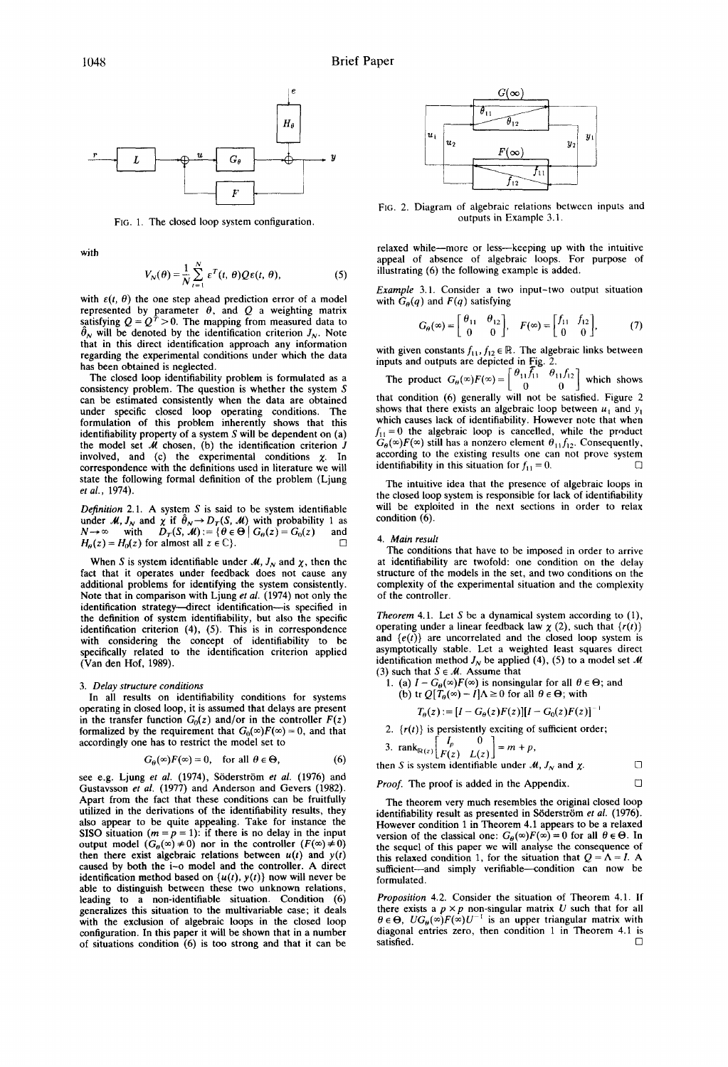FIG. 1. The closed loop system configuration.

with

$$V_N(\theta) = \frac{1}{N} \sum_{t=1}^{N} \varepsilon^T(t, \theta) Q \varepsilon(t, \theta), \tag{5}$$

with $\varepsilon(t, \theta)$ the one step ahead prediction error of a model represented by parameter $\theta$, and $Q$ a weighting matrix satisfying $Q = Q^T > 0$. The mapping from measured data to $\hat{\theta}_N$ will be denoted by the identification criterion $J_N$. Note that in this direct identification approach any information regarding the experimental conditions under which the data has been obtained is neglected.

The closed loop identifiability problem is formulated as a consistency problem. The question is whether the system $S$ can be estimated consistently when the data are obtained under specific closed loop operating conditions. The formulation of this problem inherently shows that this identifiability property of a system $S$ will be dependent on (a) the model set $\mathcal{M}$ chosen, (b) the identification criterion $J$ involved, and (c) the experimental conditions $\chi$. In correspondence with the definitions used in literature we will state the following formal definition of the problem (Ljung *et al.*, 1974).

*Definition* 2.1. A system $S$ is said to be system identifiable under $\mathcal{M}$, $J_N$ and $\chi$ if $\hat{\theta}_N \to D_T(S, \mathcal{M})$ with probability 1 as $N \to \infty$ with $D_T(S, \mathcal{M}) := \{\theta \in \Theta \mid G_\theta(z) = G_0(z)$ and $H_\theta(z) = H_0(z)$ for almost all $z \in \mathbb{C}\}$. □

When $S$ is system identifiable under $\mathcal{M}$, $J_N$ and $\chi$, then the fact that it operates under feedback does not cause any additional problems for identifying the system consistently. Note that in comparison with Ljung *et al.* (1974) not only the identification strategy—direct identification—is specified in the definition of system identifiability, but also the specific identification criterion (4), (5). This is in correspondence with considering the concept of identifiability to be specifically related to the identification criterion applied (Van den Hof, 1989).

### 3. *Delay structure conditions*

In all results on identifiability conditions for systems operating in closed loop, it is assumed that delays are present in the transfer function $G_0(z)$ and/or in the controller $F(z)$ formalized by the requirement that $G_0(\infty)F(\infty) = 0$, and that accordingly one has to restrict the model set to

$$G_\theta(\infty)F(\infty) = 0, \quad \text{for all } \theta \in \Theta, \tag{6}$$

see e.g. Ljung *et al.* (1974), Söderström *et al.* (1976) and Gustavsson *et al.* (1977) and Anderson and Gevers (1982). Apart from the fact that these conditions can be fruitfully utilized in the derivations of the identifiability results, they also appear to be quite appealing. Take for instance the SISO situation ($m = p = 1$): if there is no delay in the input output model ($G_\theta(\infty) \neq 0$) nor in the controller ($F(\infty) \neq 0$) then there exist algebraic relations between $u(t)$ and $y(t)$ caused by both the i–o model and the controller. A direct identification method based on $\{u(t), y(t)\}$ now will never be able to distinguish between these two unknown relations, leading to a non-identifiable situation. Condition (6) generalizes this situation to the multivariable case; it deals with the exclusion of algebraic loops in the closed loop configuration. In this paper it will be shown that in a number of situations condition (6) is too strong and that it can be relaxed while—more or less—keeping up with the intuitive appeal of absence of algebraic loops. For purpose of illustrating (6) the following example is added.

*Example* 3.1. Consider a two input–two output situation with $G_\theta(q)$ and $F(q)$ satisfying

$$G_\theta(\infty) = \begin{bmatrix} \theta_{11} & \theta_{12} \\ 0 & 0 \end{bmatrix}, \quad F(\infty) = \begin{bmatrix} f_{11} & f_{12} \\ 0 & 0 \end{bmatrix}, \tag{7}$$

with given constants $f_{11}, f_{12} \in \mathbb{R}$. The algebraic links between inputs and outputs are depicted in Fig. 2.

The product $G_\theta(\infty)F(\infty) = \begin{bmatrix} \theta_{11}f_{11} & \theta_{11}f_{12} \\ 0 & 0 \end{bmatrix}$ which shows that condition (6) generally will not be satisfied. Figure 2 shows that there exists an algebraic loop between $u_1$ and $y_1$ which causes lack of identifiability. However note that when $f_{11} = 0$ the algebraic loop is cancelled, while the product $G_\theta(\infty)F(\infty)$ still has a nonzero element $\theta_{11}f_{12}$. Consequently, according to the existing results one can not prove system identifiability in this situation for $f_{11} = 0$. □

FIG. 2. Diagram of algebraic relations between inputs and outputs in Example 3.1.

The intuitive idea that the presence of algebraic loops in the closed loop system is responsible for lack of identifiability will be exploited in the next sections in order to relax condition (6).

### 4. *Main result*

The conditions that have to be imposed in order to arrive at identifiability are twofold: one condition on the delay structure of the models in the set, and two conditions on the complexity of the experimental situation and the complexity of the controller.

*Theorem* 4.1. Let $S$ be a dynamical system according to (1), operating under a linear feedback law $\chi$ (2), such that $\{r(t)\}$ and $\{e(t)\}$ are uncorrelated and the closed loop system is asymptotically stable. Let a weighted least squares direct identification method $J_N$ be applied (4), (5) to a model set $\mathcal{M}$ (3) such that $S \in \mathcal{M}$. Assume that

1. (a) $I - G_\theta(\infty)F(\infty)$ is nonsingular for all $\theta \in \Theta$; and
   (b) $\operatorname{tr} Q[T_\theta(\infty) - I]\Lambda \geq 0$ for all $\theta \in \Theta$; with

$$T_\theta(z) := [I - G_\theta(z)F(z)][I - G_0(z)F(z)]^{-1}$$

2. $\{r(t)\}$ is persistently exciting of sufficient order;
3. $\operatorname{rank}_{\mathbb{R}(z)} \begin{bmatrix} I_p & 0 \\ F(z) & L(z) \end{bmatrix} = m + p$,

then $S$ is system identifiable under $\mathcal{M}$, $J_N$ and $\chi$. □

*Proof.* The proof is added in the Appendix. □

The theorem very much resembles the original closed loop identifiability result as presented in Söderström *et al.* (1976). However condition 1 in Theorem 4.1 appears to be a relaxed version of the classical one: $G_\theta(\infty)F(\infty) = 0$ for all $\theta \in \Theta$. In the sequel of this paper we will analyse the consequence of this relaxed condition 1, for the situation that $Q = \Lambda = I$. A sufficient—and simply verifiable—condition can now be formulated.

*Proposition* 4.2. Consider the situation of Theorem 4.1. If there exists a $p \times p$ non-singular matrix $U$ such that for all $\theta \in \Theta$, $UG_\theta(\infty)F(\infty)U^{-1}$ is an upper triangular matrix with diagonal entries zero, then condition 1 in Theorem 4.1 is satisfied. □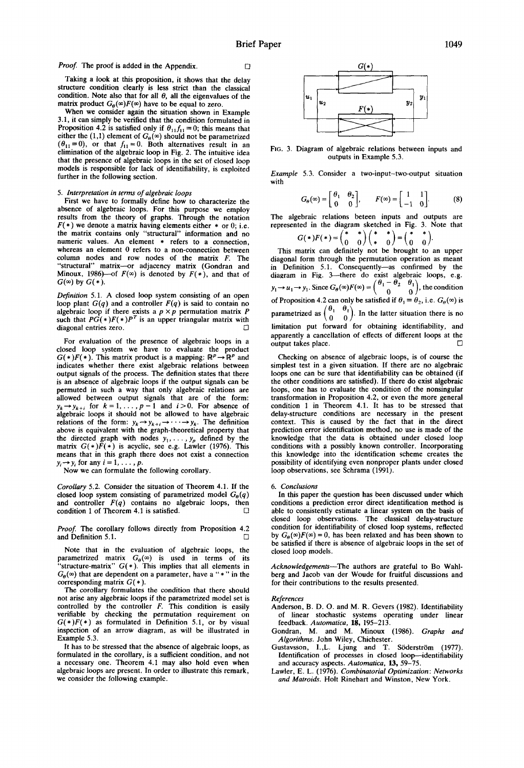*Proof.* The proof is added in the Appendix. □

Taking a look at this proposition, it shows that the delay structure condition clearly is less strict than the classical condition. Note also that for all $\theta$, all the eigenvalues of the matrix product $G_\theta(\infty)F(\infty)$ have to be equal to zero.

When we consider again the situation shown in Example 3.1, it can simply be verified that the condition formulated in Proposition 4.2 is satisfied only if $\theta_{11}f_{11} = 0$; this means that either the (1,1) element of $G_\theta(\infty)$ should not be parametrized ($\theta_{11} \equiv 0$), or that $f_{11} = 0$. Both alternatives result in an elimination of the algebraic loop in Fig. 2. The intuitive idea that the presence of algebraic loops in the set of closed loop models is responsible for lack of identifiability, is exploited further in the following section.

### 5. Interpretation in terms of algebraic loops

First we have to formally define how to characterize the absence of algebraic loops. For this purpose we employ results from the theory of graphs. Through the notation $F(*)$ we denote a matrix having elements either $*$ or 0; i.e. the matrix contains only "structural" information and no numeric values. An element $*$ refers to a connection, whereas an element 0 refers to a non-connection between column nodes and row nodes of the matrix $F$. The "structural" matrix—or adjacency matrix (Gondran and Minoux, 1986)—of $F(\infty)$ is denoted by $F(*)$, and that of $G(\infty)$ by $G(*)$.

*Definition* 5.1. A closed loop system consisting of an open loop plant $G(q)$ and a controller $F(q)$ is said to contain no algebraic loop if there exists a $p \times p$ permutation matrix $P$ such that $PG(*)F(*)P^T$ is an upper triangular matrix with diagonal entries zero. □

For evaluation of the presence of algebraic loops in a closed loop system we have to evaluate the product $G(*)F(*)$. This matrix product is a mapping: $\mathbb{R}^p \to \mathbb{R}^p$ and indicates whether there exist algebraic relations between output signals of the process. The definition states that there is an absence of algebraic loops if the output signals can be permuted in such a way that only algebraic relations are allowed between output signals that are of the form: $y_k \to y_{k+i}$ for $k = 1, \ldots, p-1$ and $i > 0$. For absence of algebraic loops it should not be allowed to have algebraic relations of the form: $y_k \to y_{k+i} \to \cdots \to y_k$. The definition above is equivalent with the graph-theoretical property that the directed graph with nodes $y_1, \ldots, y_p$ defined by the matrix $G(*)F(*)$ is acyclic, see e.g. Lawler (1976). This means that in this graph there does not exist a connection $y_i \to y_i$ for any $i = 1, \ldots, p$.

Now we can formulate the following corollary.

*Corollary* 5.2. Consider the situation of Theorem 4.1. If the closed loop system consisting of parametrized model $G_\theta(q)$ and controller $F(q)$ contains no algebraic loops, then condition 1 of Theorem 4.1 is satisfied. □

*Proof.* The corollary follows directly from Proposition 4.2 and Definition 5.1. □

Note that in the evaluation of algebraic loops, the parametrized matrix $G_\theta(\infty)$ is used in terms of its "structure-matrix" $G(*)$. This implies that all elements in $G_\theta(\infty)$ that are dependent on a parameter, have a "$*$" in the corresponding matrix $G(*)$.

The corollary formulates the condition that there should not arise any algebraic loops if the parametrized model set is controlled by the controller $F$. This condition is easily verifiable by checking the permutation requirement on $G(*)F(*)$ as formulated in Definition 5.1, or by visual inspection of an arrow diagram, as will be illustrated in Example 5.3.

It has to be stressed that the absence of algebraic loops, as formulated in the corollary, is a sufficient condition, and not a necessary one. Theorem 4.1 may also hold even when algebraic loops are present. In order to illustrate this remark, we consider the following example.

FIG. 3. Diagram of algebraic relations between inputs and outputs in Example 5.3.

*Example* 5.3. Consider a two-input–two-output situation with

$$G_\theta(\infty) = \begin{bmatrix} \theta_1 & \theta_2 \\ 0 & 0 \end{bmatrix}, \quad F(\infty) = \begin{bmatrix} 1 & 1 \\ -1 & 0 \end{bmatrix}. \tag{8}$$

The algebraic relations beteen inputs and outputs are represented in the diagram sketched in Fig. 3. Note that

$$G(*)F(*) = \begin{pmatrix} * & * \\ 0 & 0 \end{pmatrix}\begin{pmatrix} * & * \\ * & 0 \end{pmatrix} = \begin{pmatrix} * & * \\ 0 & 0 \end{pmatrix}.$$

This matrix can definitely not be brought to an upper diagonal form through the permutation operation as meant in Definition 5.1. Consequently—as confirmed by the diagram in Fig. 3—there do exist algebraic loops, e.g. $y_1 \to u_1 \to y_1$. Since $G_\theta(\infty)F(\infty) = \begin{pmatrix} \theta_1 - \theta_2 & \theta_1 \\ 0 & 0 \end{pmatrix}$, the condition of Proposition 4.2 can only be satisfied if $\theta_1 \equiv \theta_2$, i.e. $G_\theta(\infty)$ is parametrized as $\begin{pmatrix} \theta_1 & \theta_1 \\ 0 & 0 \end{pmatrix}$. In the latter situation there is no limitation put forward for obtaining identifiability, and apparently a cancellation of effects of different loops at the output takes place. □

Checking on absence of algebraic loops, is of course the simplest test in a given situation. If there are no algebraic loops one can be sure that identifiability can be obtained (if the other conditions are satisfied). If there do exist algebraic loops, one has to evaluate the condition of the nonsingular transformation in Proposition 4.2, or even the more general condition 1 in Theorem 4.1. It has to be stressed that delay-structure conditions are necessary in the present context. This is caused by the fact that in the direct prediction error identification method, no use is made of the knowledge that the data is obtained under closed loop conditions with a possibly known controller. Incorporating this knowledge into the identification scheme creates the possibility of identifying even nonproper plants under closed loop observations, see Schrama (1991).

### 6. Conclusions

In this paper the question has been discussed under which conditions a prediction error direct identification method is able to consistently estimate a linear system on the basis of closed loop observations. The classical delay-structure condition for identifiability of closed loop systems, reflected by $G_\theta(\infty)F(\infty) = 0$, has been relaxed and has been shown to be satisfied if there is absence of algebraic loops in the set of closed loop models.

*Acknowledgements*—The authors are grateful to Bo Wahlberg and Jacob van der Woude for fruitful discussions and for their contributions to the results presented.

### References

Anderson, B. D. O. and M. R. Gevers (1982). Identifiability of linear stochastic systems operating under linear feedback. *Automatica*, **18**, 195–213.

Gondran, M. and M. Minoux (1986). *Graphs and Algorithms*. John Wiley, Chichester.

Gustavsson, I., L. Ljung and T. Söderström (1977). Identification of processes in closed loop—identifiability and accuracy aspects. *Automatica*, **13**, 59–75.

Lawler, E. L. (1976). *Combinatorial Optimization: Networks and Matroids*. Holt Rinehart and Winston, New York.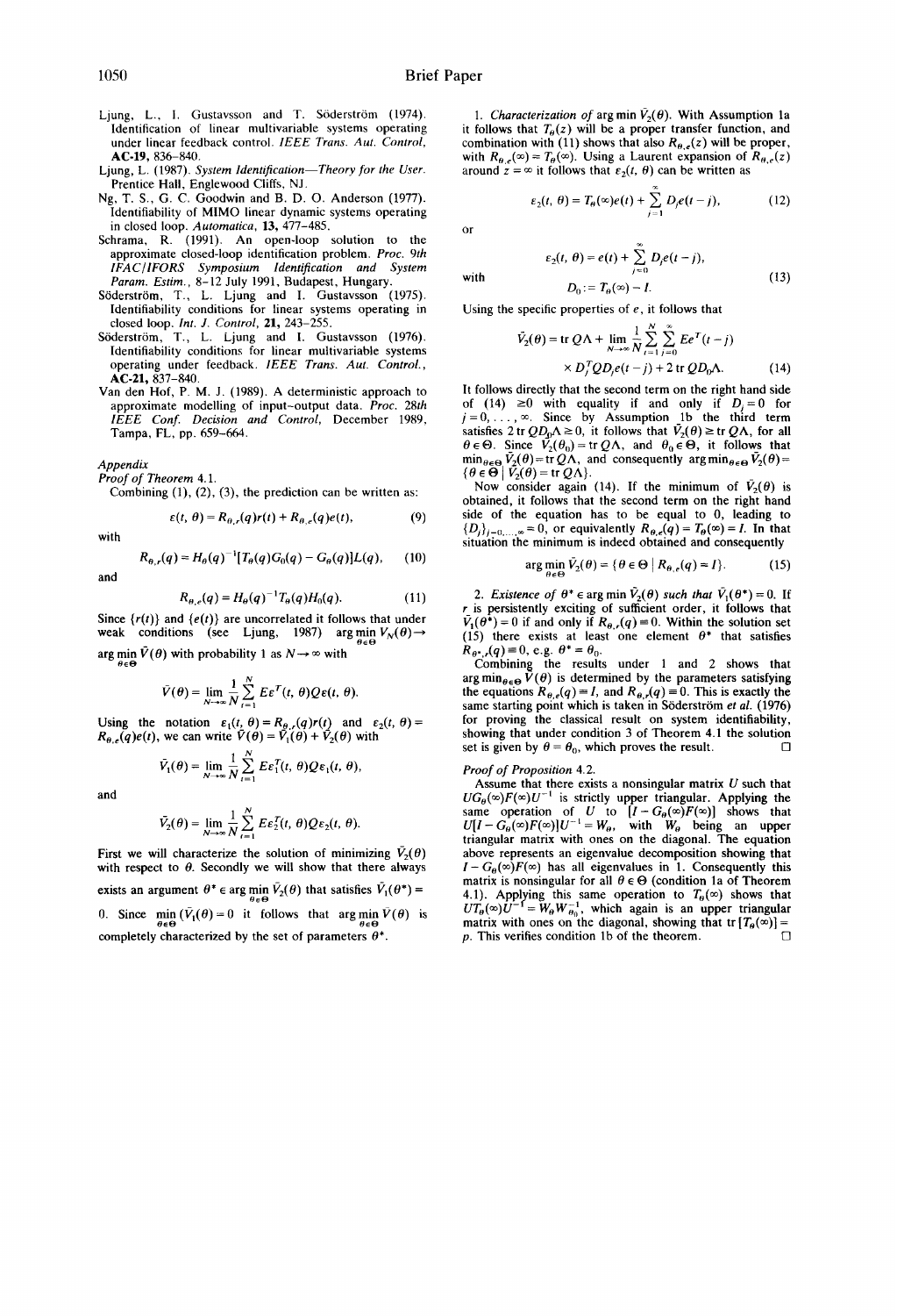Ljung, L., I. Gustavsson and T. Söderström (1974). Identification of linear multivariable systems operating under linear feedback control. *IEEE Trans. Aut. Control*, **AC-19**, 836–840.

Ljung, L. (1987). *System Identification—Theory for the User*. Prentice Hall, Englewood Cliffs, NJ.

Ng, T. S., G. C. Goodwin and B. D. O. Anderson (1977). Identifiability of MIMO linear dynamic systems operating in closed loop. *Automatica*, **13**, 477–485.

Schrama, R. (1991). An open-loop solution to the approximate closed-loop identification problem. *Proc. 9th IFAC/IFORS Symposium Identification and System Param. Estim.*, 8–12 July 1991, Budapest, Hungary.

Söderström, T., L. Ljung and I. Gustavsson (1975). Identifiability conditions for linear systems operating in closed loop. *Int. J. Control*, **21**, 243–255.

Söderström, T., L. Ljung and I. Gustavsson (1976). Identifiability conditions for linear multivariable systems operating under feedback. *IEEE Trans. Aut. Control.*, **AC-21**, 837–840.

Van den Hof, P. M. J. (1989). A deterministic approach to approximate modelling of input–output data. *Proc. 28th IEEE Conf. Decision and Control*, December 1989, Tampa, FL, pp. 659–664.

*Appendix*

*Proof of Theorem* 4.1.

Combining (1), (2), (3), the prediction can be written as:

$$\varepsilon(t,\theta) = R_{\theta,r}(q)r(t) + R_{\theta,e}(q)e(t), \tag{9}$$

with

$$R_{\theta,r}(q) = H_\theta(q)^{-1}[T_\theta(q)G_0(q) - G_\theta(q)]L(q), \tag{10}$$

and

$$R_{\theta,e}(q) = H_\theta(q)^{-1}T_\theta(q)H_0(q). \tag{11}$$

Since $\{r(t)\}$ and $\{e(t)\}$ are uncorrelated it follows that under weak conditions (see Ljung, 1987) $\arg\min_{\theta\in\Theta} V_N(\theta) \rightarrow \arg\min_{\theta\in\Theta} \bar{V}(\theta)$ with probability 1 as $N\rightarrow\infty$ with

$$\bar{V}(\theta) = \lim_{N\rightarrow\infty}\frac{1}{N}\sum_{t=1}^{N} E\varepsilon^T(t,\theta)Q\varepsilon(t,\theta).$$

Using the notation $\varepsilon_1(t,\theta) = R_{\theta,r}(q)r(t)$ and $\varepsilon_2(t,\theta) = R_{\theta,e}(q)e(t)$, we can write $\bar{V}(\theta) = \bar{V}_1(\theta) + \bar{V}_2(\theta)$ with

$$\bar{V}_1(\theta) = \lim_{N\rightarrow\infty}\frac{1}{N}\sum_{t=1}^{N} E\varepsilon_1^T(t,\theta)Q\varepsilon_1(t,\theta),$$

and

$$\bar{V}_2(\theta) = \lim_{N\rightarrow\infty}\frac{1}{N}\sum_{t=1}^{N} E\varepsilon_2^T(t,\theta)Q\varepsilon_2(t,\theta).$$

First we will characterize the solution of minimizing $\bar{V}_2(\theta)$ with respect to $\theta$. Secondly we will show that there always exists an argument $\theta^* \in \arg\min_{\theta\in\Theta} \bar{V}_2(\theta)$ that satisfies $\bar{V}_1(\theta^*) = 0$. Since $\min_{\theta\in\Theta}(\bar{V}_1(\theta)) = 0$ it follows that $\arg\min_{\theta\in\Theta}\bar{V}(\theta)$ is completely characterized by the set of parameters $\theta^*$.

1. *Characterization of* $\arg\min \bar{V}_2(\theta)$. With Assumption 1a it follows that $T_\theta(z)$ will be a proper transfer function, and combination with (11) shows that also $R_{\theta,e}(z)$ will be proper, with $R_{\theta,e}(\infty) = T_\theta(\infty)$. Using a Laurent expansion of $R_{\theta,e}(z)$ around $z=\infty$ it follows that $\varepsilon_2(t,\theta)$ can be written as

$$\varepsilon_2(t,\theta) = T_\theta(\infty)e(t) + \sum_{j=1}^{\infty} D_j e(t-j), \tag{12}$$

or

$$\varepsilon_2(t,\theta) = e(t) + \sum_{j=0}^{\infty} D_j e(t-j),$$

with

$$D_0 := T_\theta(\infty) - I. \tag{13}$$

Using the specific properties of $e$, it follows that

$$\bar{V}_2(\theta) = \operatorname{tr} Q\Lambda + \lim_{N\rightarrow\infty}\frac{1}{N}\sum_{t=1}^{N}\sum_{j=0}^{\infty} Ee^T(t-j) \times D_j^T Q D_j e(t-j) + 2\operatorname{tr} QD_0\Lambda. \tag{14}$$

It follows directly that the second term on the right hand side of (14) $\geq 0$ with equality if and only if $D_j = 0$ for $j = 0, \ldots, \infty$. Since by Assumption 1b the third term satisfies $2\operatorname{tr} QD_0\Lambda \geq 0$, it follows that $\bar{V}_2(\theta) \geq \operatorname{tr} Q\Lambda$, for all $\theta\in\Theta$. Since $\bar{V}_2(\theta_0) = \operatorname{tr} Q\Lambda$, and $\theta_0\in\Theta$, it follows that $\min_{\theta\in\Theta}\bar{V}_2(\theta) = \operatorname{tr} Q\Lambda$, and consequently $\arg\min_{\theta\in\Theta}\bar{V}_2(\theta) = \{\theta\in\Theta \mid \bar{V}_2(\theta) = \operatorname{tr} Q\Lambda\}$.

Now consider again (14). If the minimum of $\bar{V}_2(\theta)$ is obtained, it follows that the second term on the right hand side of the equation has to be equal to 0, leading to $\{D_j\}_{j=0,\ldots,\infty} = 0$, or equivalently $R_{\theta,e}(q) = T_\theta(\infty) = I$. In that situation the minimum is indeed obtained and consequently

$$\arg\min_{\theta\in\Theta}\bar{V}_2(\theta) = \{\theta\in\Theta \mid R_{\theta,e}(q) = I\}. \tag{15}$$

2. *Existence of* $\theta^* \in \arg\min \bar{V}_2(\theta)$ *such that* $\bar{V}_1(\theta^*) = 0$. If $r$ is persistently exciting of sufficient order, it follows that $\bar{V}_1(\theta^*) = 0$ if and only if $R_{\theta,r}(q) \equiv 0$. Within the solution set (15) there exists at least one element $\theta^*$ that satisfies $R_{\theta^*,r}(q) \equiv 0$, e.g. $\theta^* = \theta_0$.

Combining the results under 1 and 2 shows that $\arg\min_{\theta\in\Theta}\bar{V}(\theta)$ is determined by the parameters satisfying the equations $R_{\theta,e}(q) \equiv I$, and $R_{\theta,r}(q) \equiv 0$. This is exactly the same starting point which is taken in Söderström *et al.* (1976) for proving the classical result on system identifiability, showing that under condition 3 of Theorem 4.1 the solution set is given by $\theta = \theta_0$, which proves the result. □

*Proof of Proposition* 4.2.

Assume that there exists a nonsingular matrix $U$ such that $UG_\theta(\infty)F(\infty)U^{-1}$ is strictly upper triangular. Applying the same operation of $U$ to $[I - G_\theta(\infty)F(\infty)]$ shows that $U[I - G_\theta(\infty)F(\infty)]U^{-1} = W_\theta$, with $W_\theta$ being an upper triangular matrix with ones on the diagonal. The equation above represents an eigenvalue decomposition showing that $I - G_\theta(\infty)F(\infty)$ has all eigenvalues in 1. Consequently this matrix is nonsingular for all $\theta\in\Theta$ (condition 1a of Theorem 4.1). Applying this same operation to $T_\theta(\infty)$ shows that $UT_\theta(\infty)U^{-1} = W_\theta W_{\theta_0}^{-1}$, which again is an upper triangular matrix with ones on the diagonal, showing that $\operatorname{tr}[T_\theta(\infty)] = p$. This verifies condition 1b of the theorem. □